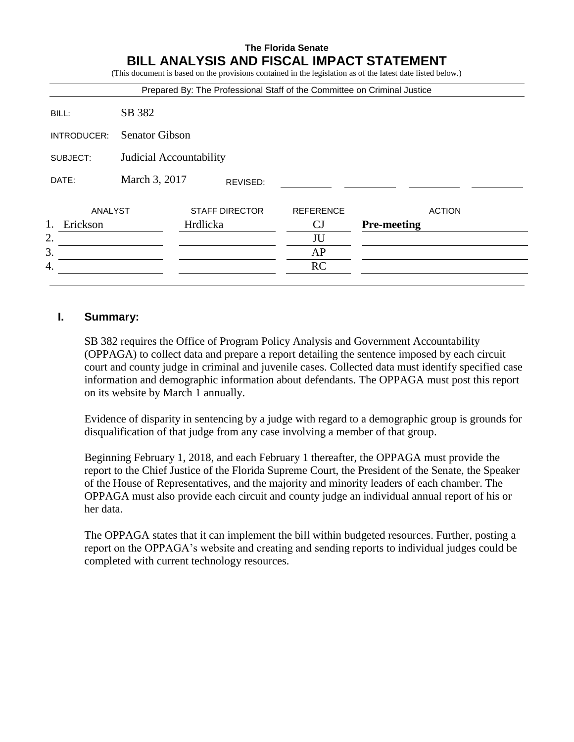**The Florida Senate**

# BILL ANALYSIS AND FISCAL IMPACT STATEMENT

(This document is based on the provisions contained in the legislation as of the latest date listed below.)

Prepared By: The Professional Staff of the Committee on Criminal Justice

BILL: SB 382

INTRODUCER: Senator Gibson

SUBJECT: Judicial Accountability

DATE: March 3, 2017 REVISED:

| | ANALYST | STAFF DIRECTOR | REFERENCE | ACTION |
|---|---|---|---|---|
| 1. | Erickson | Hrdlicka | CJ | **Pre-meeting** |
| 2. | | | JU | |
| 3. | | | AP | |
| 4. | | | RC | |

## I. Summary:

SB 382 requires the Office of Program Policy Analysis and Government Accountability (OPPAGA) to collect data and prepare a report detailing the sentence imposed by each circuit court and county judge in criminal and juvenile cases. Collected data must identify specified case information and demographic information about defendants. The OPPAGA must post this report on its website by March 1 annually.

Evidence of disparity in sentencing by a judge with regard to a demographic group is grounds for disqualification of that judge from any case involving a member of that group.

Beginning February 1, 2018, and each February 1 thereafter, the OPPAGA must provide the report to the Chief Justice of the Florida Supreme Court, the President of the Senate, the Speaker of the House of Representatives, and the majority and minority leaders of each chamber. The OPPAGA must also provide each circuit and county judge an individual annual report of his or her data.

The OPPAGA states that it can implement the bill within budgeted resources. Further, posting a report on the OPPAGA's website and creating and sending reports to individual judges could be completed with current technology resources.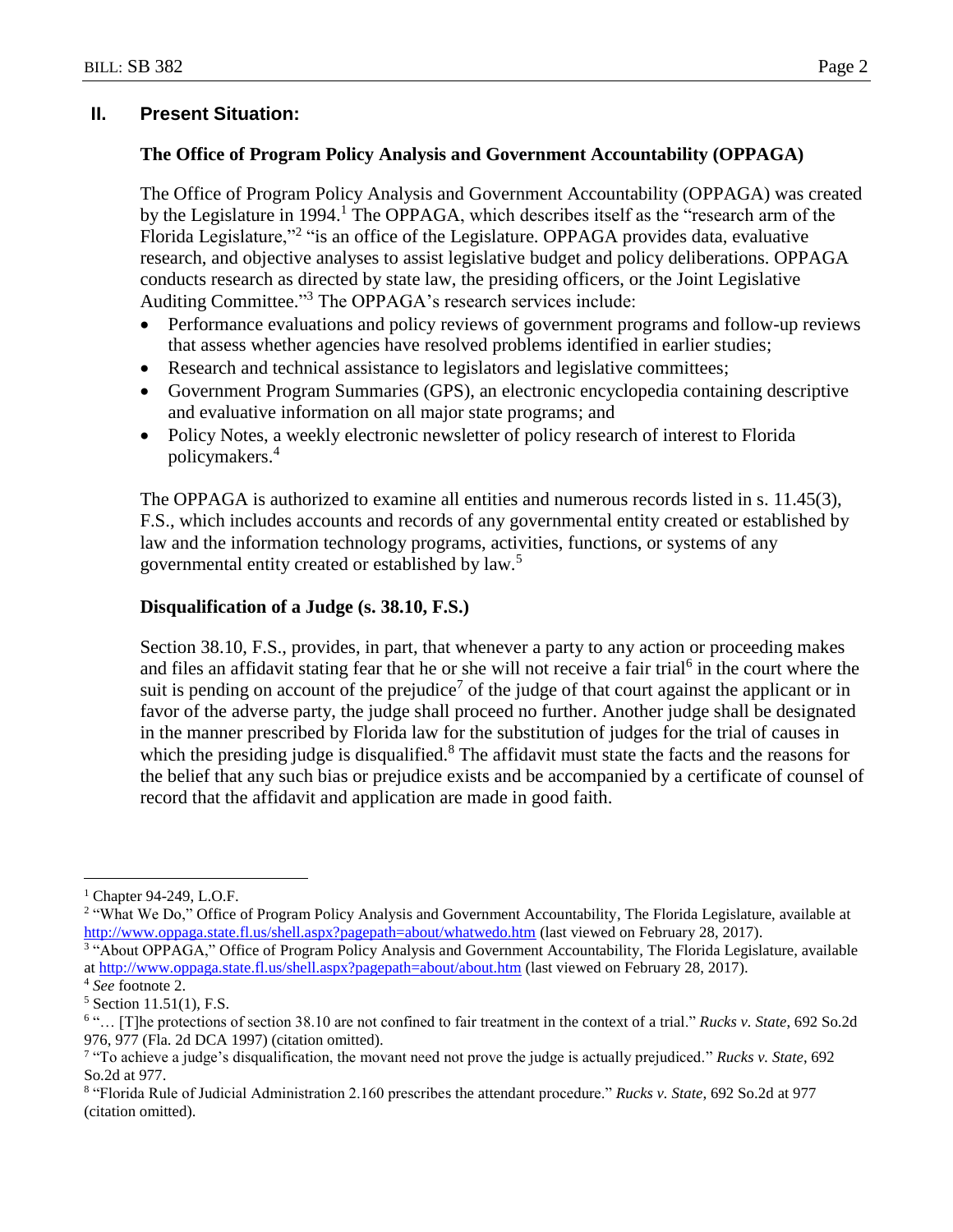## II. Present Situation:

### The Office of Program Policy Analysis and Government Accountability (OPPAGA)

The Office of Program Policy Analysis and Government Accountability (OPPAGA) was created by the Legislature in 1994.[1] The OPPAGA, which describes itself as the "research arm of the Florida Legislature,"[2] "is an office of the Legislature. OPPAGA provides data, evaluative research, and objective analyses to assist legislative budget and policy deliberations. OPPAGA conducts research as directed by state law, the presiding officers, or the Joint Legislative Auditing Committee."[3] The OPPAGA's research services include:

- Performance evaluations and policy reviews of government programs and follow-up reviews that assess whether agencies have resolved problems identified in earlier studies;
- Research and technical assistance to legislators and legislative committees;
- Government Program Summaries (GPS), an electronic encyclopedia containing descriptive and evaluative information on all major state programs; and
- Policy Notes, a weekly electronic newsletter of policy research of interest to Florida policymakers.[4]

The OPPAGA is authorized to examine all entities and numerous records listed in s. 11.45(3), F.S., which includes accounts and records of any governmental entity created or established by law and the information technology programs, activities, functions, or systems of any governmental entity created or established by law.[5]

### Disqualification of a Judge (s. 38.10, F.S.)

Section 38.10, F.S., provides, in part, that whenever a party to any action or proceeding makes and files an affidavit stating fear that he or she will not receive a fair trial[6] in the court where the suit is pending on account of the prejudice[7] of the judge of that court against the applicant or in favor of the adverse party, the judge shall proceed no further. Another judge shall be designated in the manner prescribed by Florida law for the substitution of judges for the trial of causes in which the presiding judge is disqualified.[8] The affidavit must state the facts and the reasons for the belief that any such bias or prejudice exists and be accompanied by a certificate of counsel of record that the affidavit and application are made in good faith.

---

[1] Chapter 94-249, L.O.F.

[2] "What We Do," Office of Program Policy Analysis and Government Accountability, The Florida Legislature, available at http://www.oppaga.state.fl.us/shell.aspx?pagepath=about/whatwedo.htm (last viewed on February 28, 2017).

[3] "About OPPAGA," Office of Program Policy Analysis and Government Accountability, The Florida Legislature, available at http://www.oppaga.state.fl.us/shell.aspx?pagepath=about/about.htm (last viewed on February 28, 2017).

[4] *See* footnote 2.

[5] Section 11.51(1), F.S.

[6] "… [T]he protections of section 38.10 are not confined to fair treatment in the context of a trial." *Rucks v. State*, 692 So.2d 976, 977 (Fla. 2d DCA 1997) (citation omitted).

[7] "To achieve a judge's disqualification, the movant need not prove the judge is actually prejudiced." *Rucks v. State*, 692 So.2d at 977.

[8] "Florida Rule of Judicial Administration 2.160 prescribes the attendant procedure." *Rucks v. State*, 692 So.2d at 977 (citation omitted).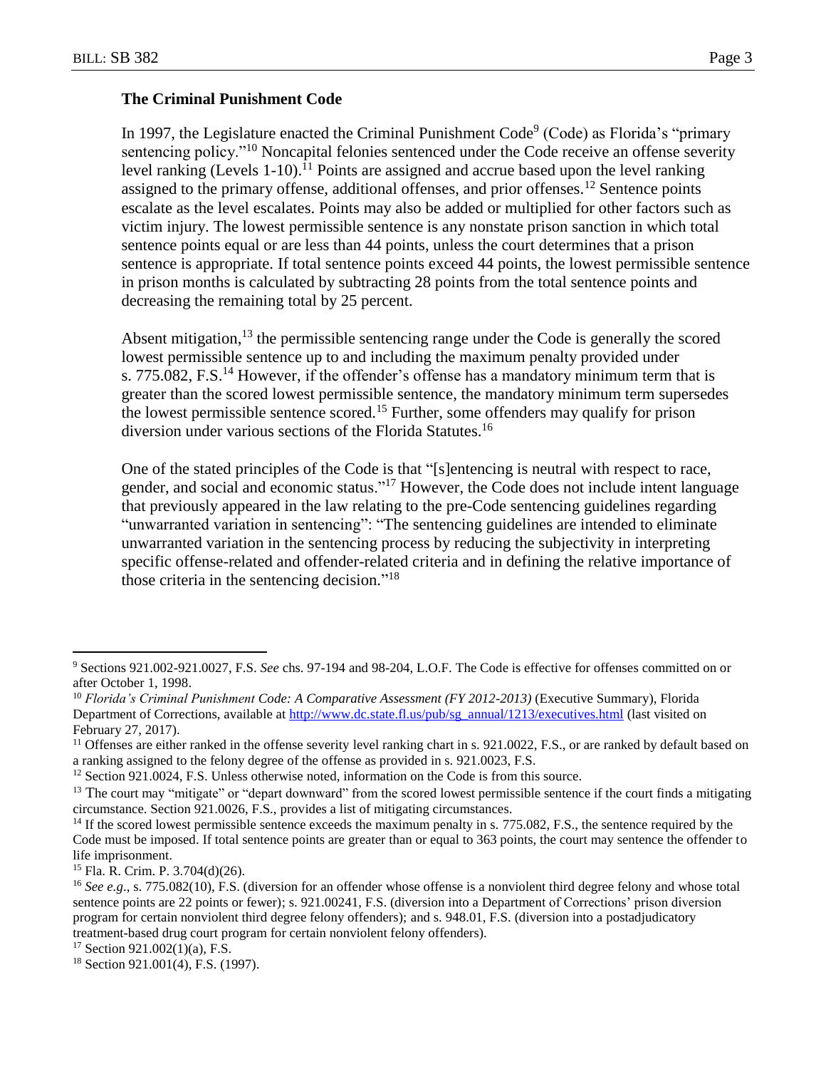### The Criminal Punishment Code

In 1997, the Legislature enacted the Criminal Punishment Code[9] (Code) as Florida's "primary sentencing policy."[10] Noncapital felonies sentenced under the Code receive an offense severity level ranking (Levels 1-10).[11] Points are assigned and accrue based upon the level ranking assigned to the primary offense, additional offenses, and prior offenses.[12] Sentence points escalate as the level escalates. Points may also be added or multiplied for other factors such as victim injury. The lowest permissible sentence is any nonstate prison sanction in which total sentence points equal or are less than 44 points, unless the court determines that a prison sentence is appropriate. If total sentence points exceed 44 points, the lowest permissible sentence in prison months is calculated by subtracting 28 points from the total sentence points and decreasing the remaining total by 25 percent.

Absent mitigation,[13] the permissible sentencing range under the Code is generally the scored lowest permissible sentence up to and including the maximum penalty provided under s. 775.082, F.S.[14] However, if the offender's offense has a mandatory minimum term that is greater than the scored lowest permissible sentence, the mandatory minimum term supersedes the lowest permissible sentence scored.[15] Further, some offenders may qualify for prison diversion under various sections of the Florida Statutes.[16]

One of the stated principles of the Code is that "[s]entencing is neutral with respect to race, gender, and social and economic status."[17] However, the Code does not include intent language that previously appeared in the law relating to the pre-Code sentencing guidelines regarding "unwarranted variation in sentencing": "The sentencing guidelines are intended to eliminate unwarranted variation in the sentencing process by reducing the subjectivity in interpreting specific offense-related and offender-related criteria and in defining the relative importance of those criteria in the sentencing decision."[18]

---

[9] Sections 921.002-921.0027, F.S. *See* chs. 97-194 and 98-204, L.O.F. The Code is effective for offenses committed on or after October 1, 1998.

[10] *Florida's Criminal Punishment Code: A Comparative Assessment (FY 2012-2013)* (Executive Summary), Florida Department of Corrections, available at http://www.dc.state.fl.us/pub/sg_annual/1213/executives.html (last visited on February 27, 2017).

[11] Offenses are either ranked in the offense severity level ranking chart in s. 921.0022, F.S., or are ranked by default based on a ranking assigned to the felony degree of the offense as provided in s. 921.0023, F.S.

[12] Section 921.0024, F.S. Unless otherwise noted, information on the Code is from this source.

[13] The court may "mitigate" or "depart downward" from the scored lowest permissible sentence if the court finds a mitigating circumstance. Section 921.0026, F.S., provides a list of mitigating circumstances.

[14] If the scored lowest permissible sentence exceeds the maximum penalty in s. 775.082, F.S., the sentence required by the Code must be imposed. If total sentence points are greater than or equal to 363 points, the court may sentence the offender to life imprisonment.

[15] Fla. R. Crim. P. 3.704(d)(26).

[16] *See e.g*., s. 775.082(10), F.S. (diversion for an offender whose offense is a nonviolent third degree felony and whose total sentence points are 22 points or fewer); s. 921.00241, F.S. (diversion into a Department of Corrections' prison diversion program for certain nonviolent third degree felony offenders); and s. 948.01, F.S. (diversion into a postadjudicatory treatment-based drug court program for certain nonviolent felony offenders).

[17] Section 921.002(1)(a), F.S.

[18] Section 921.001(4), F.S. (1997).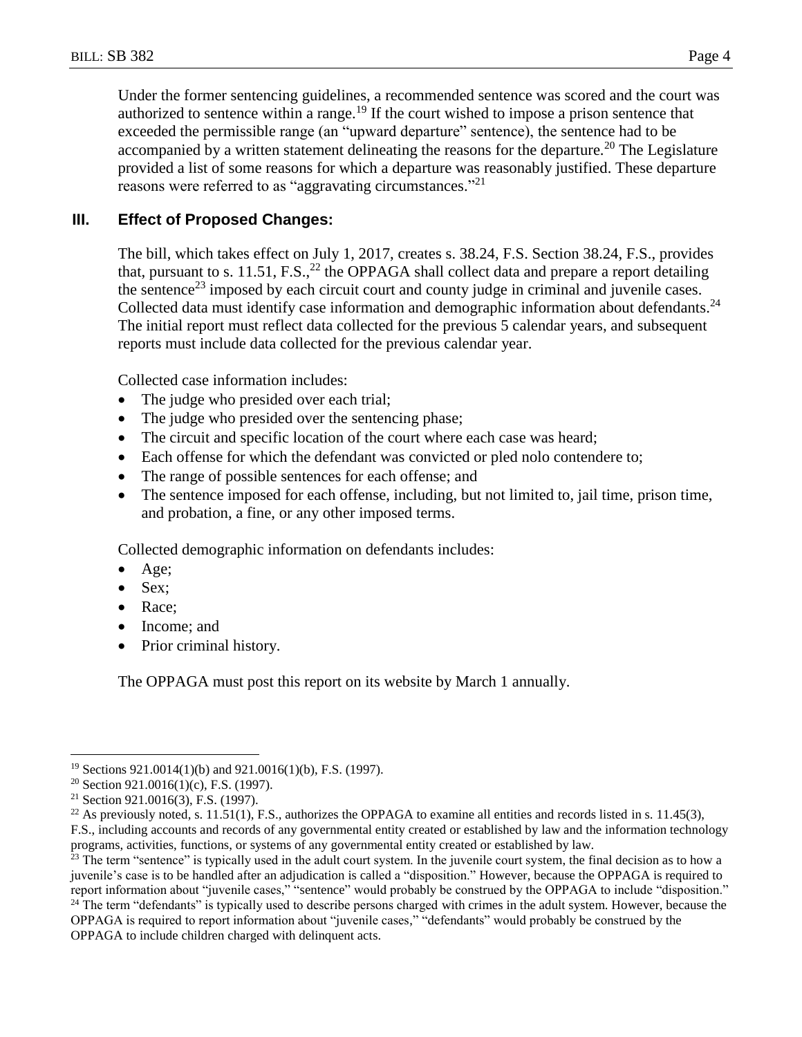Under the former sentencing guidelines, a recommended sentence was scored and the court was authorized to sentence within a range.[19] If the court wished to impose a prison sentence that exceeded the permissible range (an "upward departure" sentence), the sentence had to be accompanied by a written statement delineating the reasons for the departure.[20] The Legislature provided a list of some reasons for which a departure was reasonably justified. These departure reasons were referred to as "aggravating circumstances."[21]

## III. Effect of Proposed Changes:

The bill, which takes effect on July 1, 2017, creates s. 38.24, F.S. Section 38.24, F.S., provides that, pursuant to s. 11.51, F.S.,[22] the OPPAGA shall collect data and prepare a report detailing the sentence[23] imposed by each circuit court and county judge in criminal and juvenile cases. Collected data must identify case information and demographic information about defendants.[24] The initial report must reflect data collected for the previous 5 calendar years, and subsequent reports must include data collected for the previous calendar year.

Collected case information includes:

- The judge who presided over each trial;
- The judge who presided over the sentencing phase;
- The circuit and specific location of the court where each case was heard;
- Each offense for which the defendant was convicted or pled nolo contendere to;
- The range of possible sentences for each offense; and
- The sentence imposed for each offense, including, but not limited to, jail time, prison time, and probation, a fine, or any other imposed terms.

Collected demographic information on defendants includes:

- Age;
- Sex;
- Race;
- Income; and
- Prior criminal history.

The OPPAGA must post this report on its website by March 1 annually.

---

[19] Sections 921.0014(1)(b) and 921.0016(1)(b), F.S. (1997).

[20] Section 921.0016(1)(c), F.S. (1997).

[21] Section 921.0016(3), F.S. (1997).

[22] As previously noted, s. 11.51(1), F.S., authorizes the OPPAGA to examine all entities and records listed in s. 11.45(3), F.S., including accounts and records of any governmental entity created or established by law and the information technology programs, activities, functions, or systems of any governmental entity created or established by law.

[23] The term "sentence" is typically used in the adult court system. In the juvenile court system, the final decision as to how a juvenile's case is to be handled after an adjudication is called a "disposition." However, because the OPPAGA is required to report information about "juvenile cases," "sentence" would probably be construed by the OPPAGA to include "disposition."

[24] The term "defendants" is typically used to describe persons charged with crimes in the adult system. However, because the OPPAGA is required to report information about "juvenile cases," "defendants" would probably be construed by the OPPAGA to include children charged with delinquent acts.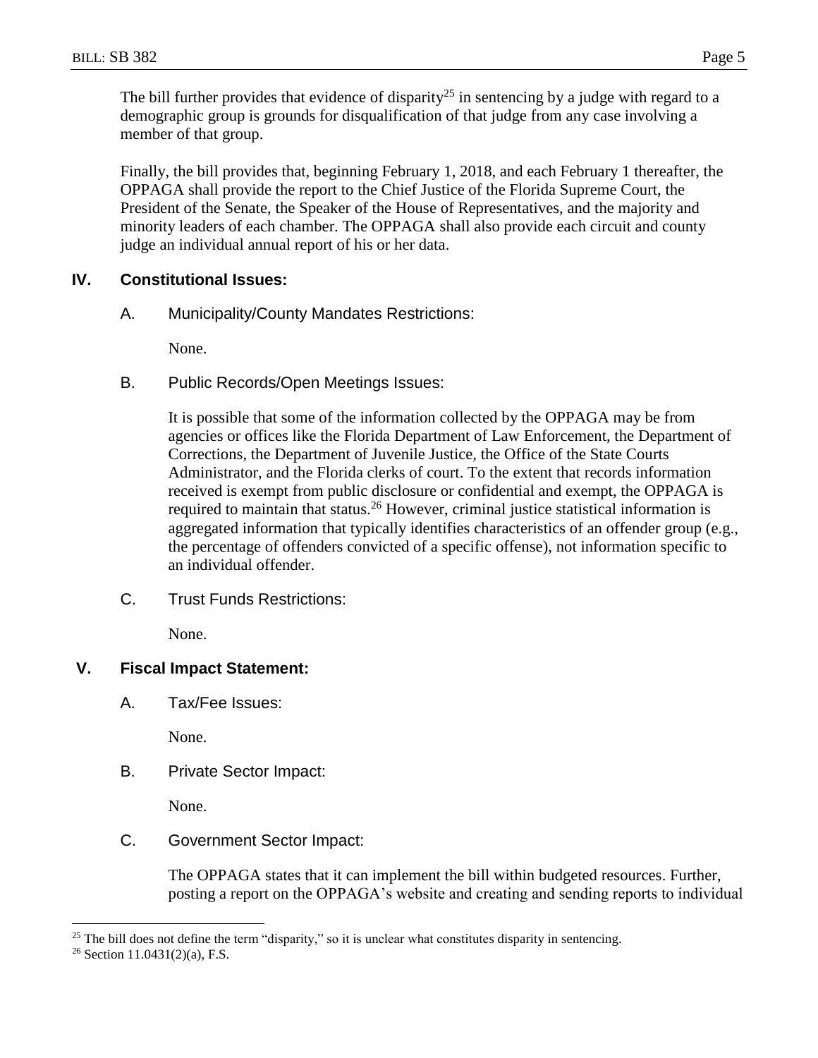The bill further provides that evidence of disparity[25] in sentencing by a judge with regard to a demographic group is grounds for disqualification of that judge from any case involving a member of that group.

Finally, the bill provides that, beginning February 1, 2018, and each February 1 thereafter, the OPPAGA shall provide the report to the Chief Justice of the Florida Supreme Court, the President of the Senate, the Speaker of the House of Representatives, and the majority and minority leaders of each chamber. The OPPAGA shall also provide each circuit and county judge an individual annual report of his or her data.

## IV. Constitutional Issues:

### A. Municipality/County Mandates Restrictions:

None.

### B. Public Records/Open Meetings Issues:

It is possible that some of the information collected by the OPPAGA may be from agencies or offices like the Florida Department of Law Enforcement, the Department of Corrections, the Department of Juvenile Justice, the Office of the State Courts Administrator, and the Florida clerks of court. To the extent that records information received is exempt from public disclosure or confidential and exempt, the OPPAGA is required to maintain that status.[26] However, criminal justice statistical information is aggregated information that typically identifies characteristics of an offender group (e.g., the percentage of offenders convicted of a specific offense), not information specific to an individual offender.

### C. Trust Funds Restrictions:

None.

## V. Fiscal Impact Statement:

### A. Tax/Fee Issues:

None.

### B. Private Sector Impact:

None.

### C. Government Sector Impact:

The OPPAGA states that it can implement the bill within budgeted resources. Further, posting a report on the OPPAGA's website and creating and sending reports to individual

---

[25] The bill does not define the term "disparity," so it is unclear what constitutes disparity in sentencing.

[26] Section 11.0431(2)(a), F.S.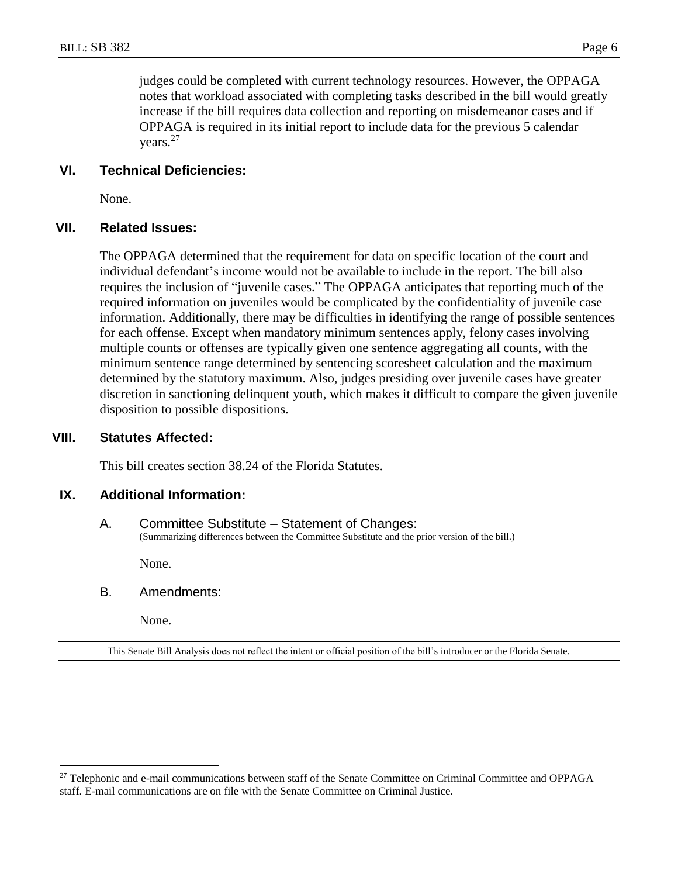judges could be completed with current technology resources. However, the OPPAGA notes that workload associated with completing tasks described in the bill would greatly increase if the bill requires data collection and reporting on misdemeanor cases and if OPPAGA is required in its initial report to include data for the previous 5 calendar years.[27]

## VI. Technical Deficiencies:

None.

## VII. Related Issues:

The OPPAGA determined that the requirement for data on specific location of the court and individual defendant's income would not be available to include in the report. The bill also requires the inclusion of "juvenile cases." The OPPAGA anticipates that reporting much of the required information on juveniles would be complicated by the confidentiality of juvenile case information. Additionally, there may be difficulties in identifying the range of possible sentences for each offense. Except when mandatory minimum sentences apply, felony cases involving multiple counts or offenses are typically given one sentence aggregating all counts, with the minimum sentence range determined by sentencing scoresheet calculation and the maximum determined by the statutory maximum. Also, judges presiding over juvenile cases have greater discretion in sanctioning delinquent youth, which makes it difficult to compare the given juvenile disposition to possible dispositions.

## VIII. Statutes Affected:

This bill creates section 38.24 of the Florida Statutes.

## IX. Additional Information:

### A. Committee Substitute – Statement of Changes:

(Summarizing differences between the Committee Substitute and the prior version of the bill.)

None.

### B. Amendments:

None.

This Senate Bill Analysis does not reflect the intent or official position of the bill's introducer or the Florida Senate.

---

[27] Telephonic and e-mail communications between staff of the Senate Committee on Criminal Committee and OPPAGA staff. E-mail communications are on file with the Senate Committee on Criminal Justice.